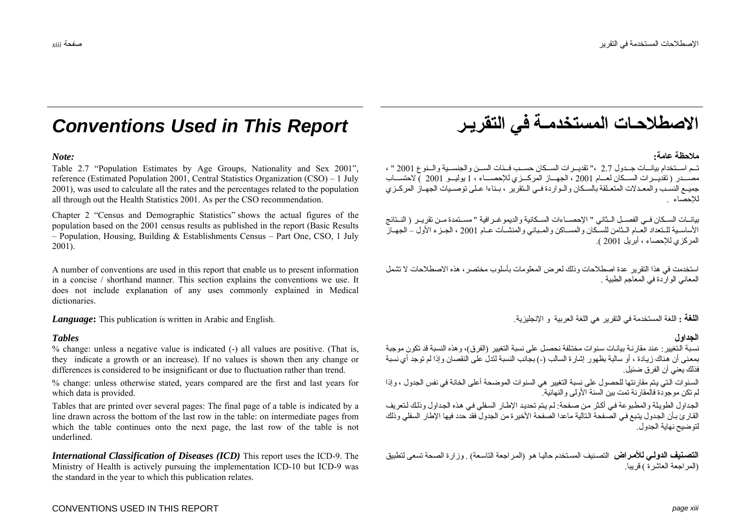# Conventions Used in This Report

***Note:***

Table 2.7 "Population Estimates by Age Groups, Nationality and Sex 2001", reference (Estimated Population 2001, Central Statistics Organization (CSO) – 1 July 2001), was used to calculate all the rates and the percentages related to the population all through out the Health Statistics 2001. As per the CSO recommendation.

Chapter 2 "Census and Demographic Statistics" shows the actual figures of the population based on the 2001 census results as published in the report (Basic Results – Population, Housing, Building & Establishments Census – Part One, CSO, 1 July 2001).

A number of conventions are used in this report that enable us to present information in a concise / shorthand manner. This section explains the conventions we use. It does not include explanation of any uses commonly explained in Medical dictionaries.

***Language*:** This publication is written in Arabic and English.

### *Tables*

% change: unless a negative value is indicated (-) all values are positive. (That is, they indicate a growth or an increase). If no values is shown then any change or differences is considered to be insignificant or due to fluctuation rather than trend.

% change: unless otherwise stated, years compared are the first and last years for which data is provided.

Tables that are printed over several pages: The final page of a table is indicated by a line drawn across the bottom of the last row in the table: on intermediate pages from which the table continues onto the next page, the last row of the table is not underlined.

***International Classification of Diseases (ICD)*** This report uses the ICD-9. The Ministry of Health is actively pursuing the implementation ICD-10 but ICD-9 was the standard in the year to which this publication relates.

# الاصطلاحات المستخدمة في التقرير

**ملاحظة عامة:**

تم استخدام بيانات جدول 2.7 ،" تقديرات السكان حسب فئات السن والجنسية والنوع 2001 " ، مصدر ( تقديرات السكان لعام 2001 ، الجهاز المركزي للإحصاء ، 1 يوليو 2001 ) لاحتساب جميع النسب والمعدلات المتعلقة بالسكان والواردة في التقرير ، بناءا على توصيات الجهاز المركزي للإحصاء .

بيانات السكان في الفصل الثاني " الإحصاءات السكانية والديموغرافية " مستمدة من تقرير ( النتائج الأساسية للتعداد العام الثامن للسكان والمساكن والمباني والمنشآت عام 2001 ، الجزء الأول – الجهاز المركزي للإحصاء ، أبريل 2001 ).

استخدمت في هذا التقرير عدة اصطلاحات وذلك لعرض المعلومات بأسلوب مختصر، هذه الاصطلاحات لا تشمل المعاني الواردة في المعاجم الطبية .

**اللغة :** اللغة المستخدمة في التقرير هي اللغة العربية و الإنجليزية.

### الجداول

نسبة التغيير: عند مقارنة بيانات سنوات مختلفة نحصل على نسبة التغيير (الفرق)، وهذه النسبة قد تكون موجبة بمعنى أن هناك زيادة ، أو سالبة بظهور إشارة السالب (-) بجانب النسبة لتدل على النقصان وإذا لم توجد أي نسبة فذلك يعني أن الفرق ضئيل.

السنوات التي يتم مقارنتها للحصول على نسبة التغيير هي السنوات الموضحة أعلى الخانة في نفس الجدول ، وإذا لم تكن موجودة فالمقارنة تمت بين السنة الأولى والنهائية.

الجداول الطويلة والمطبوعة في أكثر من صفحة: لم يتم تحديد الإطار السفلي في هذه الجداول وذلك لتعريف القارئ بأن الجدول يتبع في الصفحة التالية ماعدا الصفحة الأخيرة من الجدول فقد حدد فيها الإطار السفلي وذلك لتوضيح نهاية الجدول.

**التصنيف الدولي للأمراض** التصنيف المستخدم حاليا هو (المراجعة التاسعة) . وزارة الصحة تسعى لتطبيق (المراجعة العاشرة ) قريبا.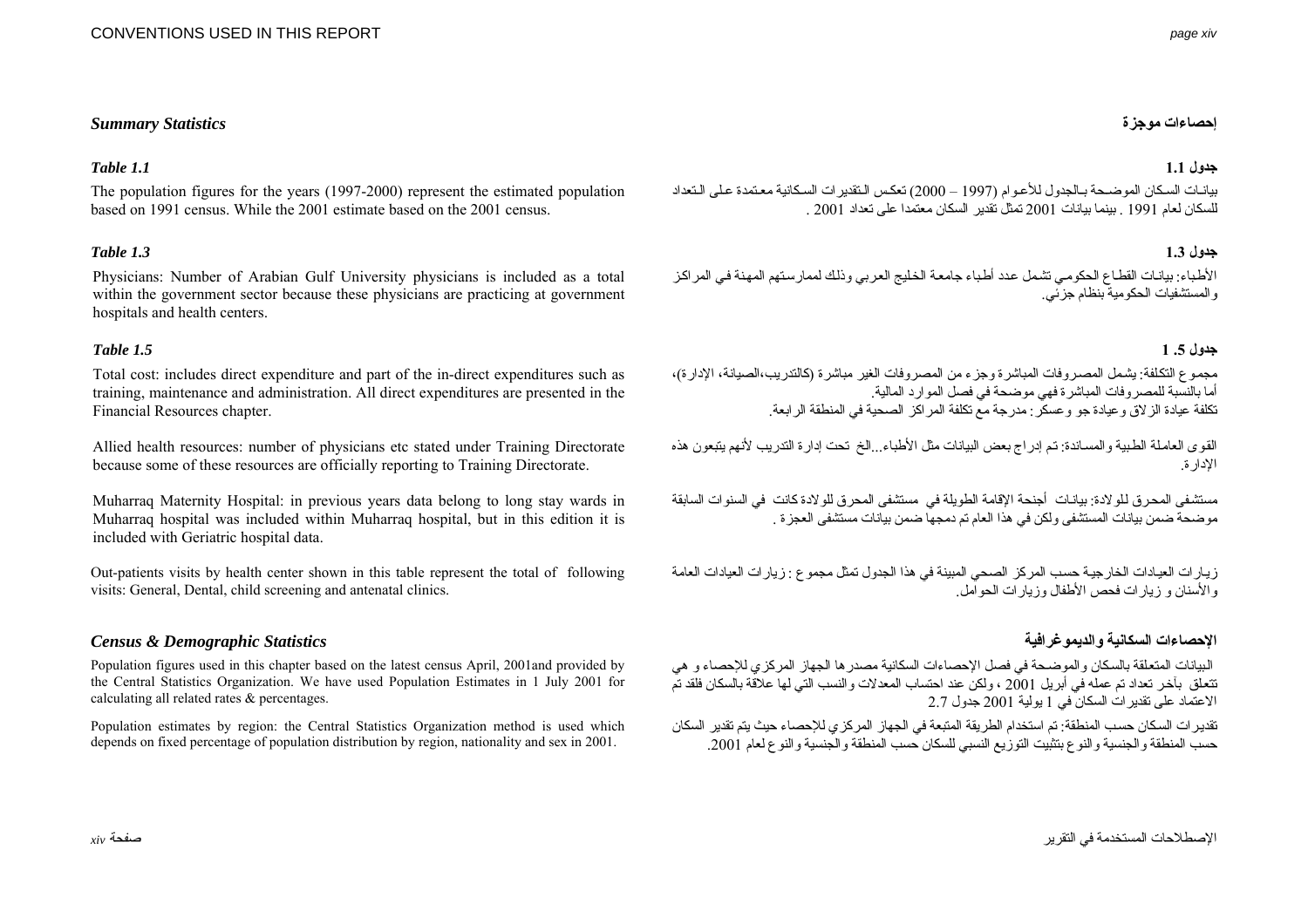## Summary Statistics

### Table 1.1

The population figures for the years (1997-2000) represent the estimated population based on 1991 census. While the 2001 estimate based on the 2001 census.

### Table 1.3

Physicians: Number of Arabian Gulf University physicians is included as a total within the government sector because these physicians are practicing at government hospitals and health centers.

### Table 1.5

Total cost: includes direct expenditure and part of the in-direct expenditures such as training, maintenance and administration. All direct expenditures are presented in the Financial Resources chapter.

Allied health resources: number of physicians etc stated under Training Directorate because some of these resources are officially reporting to Training Directorate.

Muharraq Maternity Hospital: in previous years data belong to long stay wards in Muharraq hospital was included within Muharraq hospital, but in this edition it is included with Geriatric hospital data.

Out-patients visits by health center shown in this table represent the total of following visits: General, Dental, child screening and antenatal clinics.

## Census & Demographic Statistics

Population figures used in this chapter based on the latest census April, 2001and provided by the Central Statistics Organization. We have used Population Estimates in 1 July 2001 for calculating all related rates & percentages.

Population estimates by region: the Central Statistics Organization method is used which depends on fixed percentage of population distribution by region, nationality and sex in 2001.

## إحصاءات موجزة

### جدول 1.1

بيانات السكان الموضحة بالجدول للأعوام (1997 – 2000) تعكس التقديرات السكانية معتمدة على التعداد للسكان لعام 1991 . بينما بيانات 2001 تمثل تقدير السكان معتمدا على تعداد 2001 .

### جدول 1.3

الأطباء: بيانات القطاع الحكومي تشمل عدد أطباء جامعة الخليج العربي وذلك لممارستهم المهنة في المراكز والمستشفيات الحكومية بنظام جزئي.

### جدول 1 .5

مجموع التكلفة: يشمل المصروفات المباشرة وجزء من المصروفات الغير مباشرة (كالتدريب،الصيانة، الإدارة)، أما بالنسبة للمصروفات المباشرة فهي موضحة في فصل الموارد المالية.
تكلفة عيادة الزلاق وعيادة جو وعسكر: مدرجة مع تكلفة المراكز الصحية في المنطقة الرابعة.

القوى العاملة الطبية والمساندة: تم إدراج بعض البيانات مثل الأطباء...الخ تحت إدارة التدريب لأنهم يتبعون هذه الإدارة.

مستشفى المحرق للولادة: بيانات أجنحة الإقامة الطويلة في مستشفى المحرق للولادة كانت في السنوات السابقة موضحة ضمن بيانات المستشفى ولكن في هذا العام تم دمجها ضمن بيانات مستشفى العجزة .

زيارات العيادات الخارجية حسب المركز الصحي المبينة في هذا الجدول تمثل مجموع : زيارات العيادات العامة والأسنان و زيارات فحص الأطفال وزيارات الحوامل.

## الإحصاءات السكانية والديموغرافية

البيانات المتعلقة بالسكان والموضحة في فصل الإحصاءات السكانية مصدرها الجهاز المركزي للإحصاء و هي تتعلق بآخر تعداد تم عمله في أبريل 2001 ، ولكن عند احتساب المعدلات والنسب التي لها علاقة بالسكان فلقد تم الاعتماد على تقديرات السكان في 1 يولية 2001 جدول 2.7

تقديرات السكان حسب المنطقة: تم استخدام الطريقة المتبعة في الجهاز المركزي للإحصاء حيث يتم تقدير السكان حسب المنطقة والجنسية والنوع بتثبيت التوزيع النسبي للسكان حسب المنطقة والجنسية والنوع لعام 2001.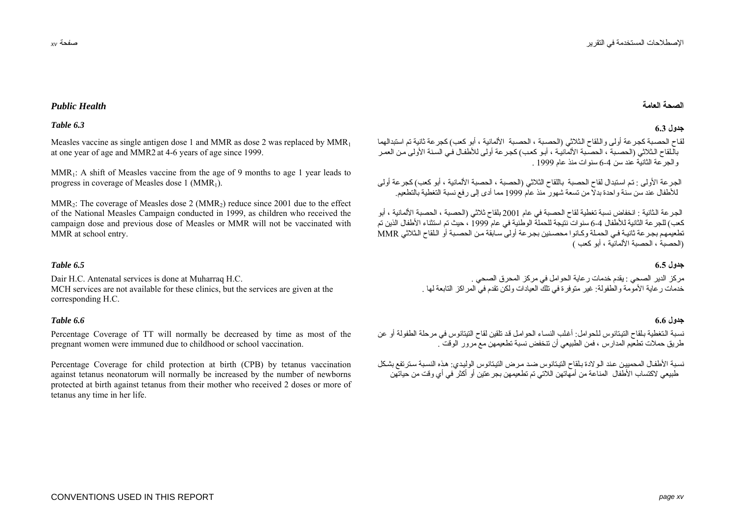## *Public Health*

### *Table 6.3*

Measles vaccine as single antigen dose 1 and MMR as dose 2 was replaced by $MMR_1$ at one year of age and MMR2 at 4-6 years of age since 1999.

$MMR_1$: A shift of Measles vaccine from the age of 9 months to age 1 year leads to progress in coverage of Measles dose 1 ($MMR_1$).

$MMR_2$: The coverage of Measles dose 2 ($MMR_2$) reduce since 2001 due to the effect of the National Measles Campaign conducted in 1999, as children who received the campaign dose and previous dose of Measles or MMR will not be vaccinated with MMR at school entry.

### *Table 6.5*

Dair H.C. Antenatal services is done at Muharraq H.C.
MCH services are not available for these clinics, but the services are given at the corresponding H.C.

### *Table 6.6*

Percentage Coverage of TT will normally be decreased by time as most of the pregnant women were immuned due to childhood or school vaccination.

Percentage Coverage for child protection at birth (CPB) by tetanus vaccination against tetanus neonatorum will normally be increased by the number of newborns protected at birth against tetanus from their mother who received 2 doses or more of tetanus any time in her life.

## الصحة العامة

### جدول 6.3

لقاح الحصبة كجرعة أولى واللقاح الثلاثي (الحصبة ، الحصبة الألمانية ، أبو كعب) كجرعة ثانية تم استبدالهما باللقاح الثلاثي (الحصبة ، الحصبة الألمانية ، أبو كعب) كجرعة أولى للأطفال في السنة الأولى من العمر والجرعة الثانية عند سن 4-6 سنوات منذ عام 1999 .

الجرعة الأولى : تم استبدال لقاح الحصبة باللقاح الثلاثي (الحصبة ، الحصبة الألمانية ، أبو كعب) كجرعة أولى للأطفال عند سن سنة واحدة بدلاً من تسعة شهور منذ عام 1999 مما أدى إلى رفع نسبة التغطية بالتطعيم.

الجرعة الثانية : انخفاض نسبة تغطية لقاح الحصبة في عام 2001 بلقاح ثلاثي (الحصبة ، الحصبة الألمانية ، أبو كعب) للجرعة الثانية للأطفال 4-6 سنوات نتيجة للحملة الوطنية في عام 1999 ، حيث تم استثناء الأطفال الذين تم تطعيمهم بجرعة ثانية في الحملة وكانوا محصنين بجرعة أولى سابقة من الحصبة أو اللقاح الثلاثي MMR (الحصبة ، الحصبة الألمانية ، أبو كعب )

### جدول 6.5

مركز الدير الصحي : يقدم خدمات رعاية الحوامل في مركز المحرق الصحي .
خدمات رعاية الأمومة والطفولة: غير متوفرة في تلك العيادات ولكن تقدم في المراكز التابعة لها .

### جدول 6.6

نسبة التغطية بلقاح التيتانوس للحوامل: أغلب النساء الحوامل قد تلقين لقاح التيتانوس في مرحلة الطفولة أو عن طريق حملات تطعيم المدارس ، فمن الطبيعي أن تنخفض نسبة تطعيمهن مع مرور الوقت .

نسبة الأطفال المحميين عند الولادة بلقاح التيتانوس ضد مرض التيتانوس الوليدي: هذه النسبة سترتفع بشكل طبيعي لاكتساب الأطفال المناعة من أمهاتهن اللاتي تم تطعيمهن بجرعتين أو أكثر في أي وقت من حياتهن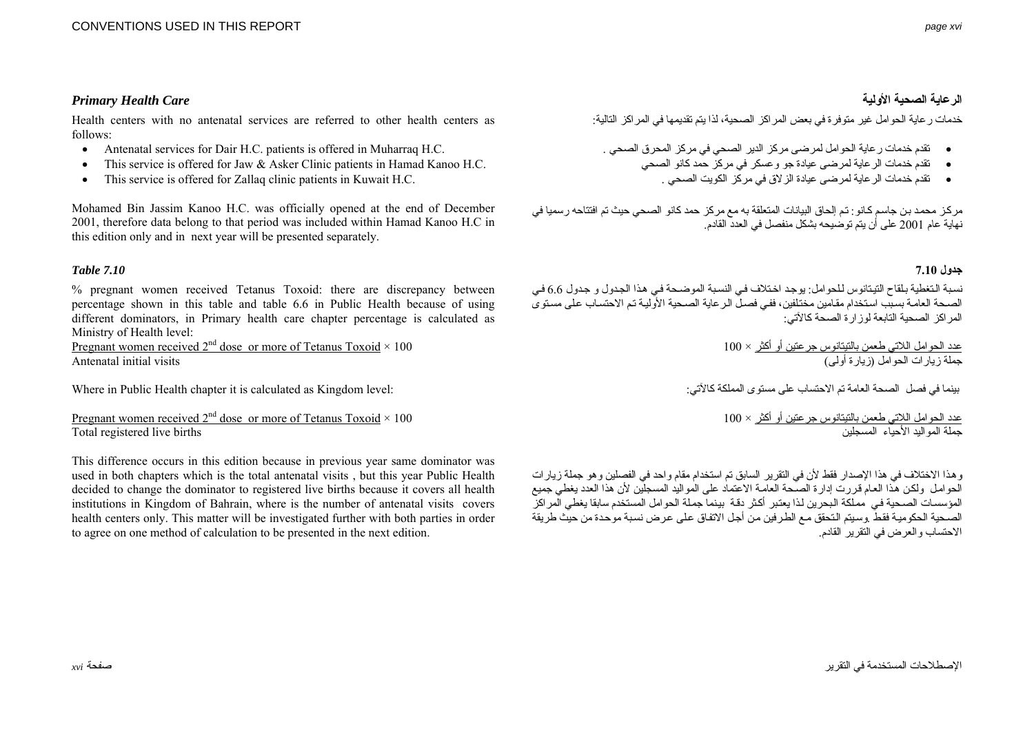## Primary Health Care

Health centers with no antenatal services are referred to other health centers as follows:

- Antenatal services for Dair H.C. patients is offered in Muharraq H.C.
- This service is offered for Jaw & Asker Clinic patients in Hamad Kanoo H.C.
- This service is offered for Zallaq clinic patients in Kuwait H.C.

Mohamed Bin Jassim Kanoo H.C. was officially opened at the end of December 2001, therefore data belong to that period was included within Hamad Kanoo H.C in this edition only and in next year will be presented separately.

## Table 7.10

% pregnant women received Tetanus Toxoid: there are discrepancy between percentage shown in this table and table 6.6 in Public Health because of using different dominators, in Primary health care chapter percentage is calculated as Ministry of Health level:

Pregnant women received 2nd dose or more of Tetanus Toxoid × 100
Antenatal initial visits

Where in Public Health chapter it is calculated as Kingdom level:

Pregnant women received 2nd dose or more of Tetanus Toxoid × 100
Total registered live births

This difference occurs in this edition because in previous year same dominator was used in both chapters which is the total antenatal visits , but this year Public Health decided to change the dominator to registered live births because it covers all health institutions in Kingdom of Bahrain, where is the number of antenatal visits covers health centers only. This matter will be investigated further with both parties in order to agree on one method of calculation to be presented in the next edition.

## الرعاية الصحية الأولية

خدمات رعاية الحوامل غير متوفرة في بعض المراكز الصحية، لذا يتم تقديمها في المراكز التالية:

- تقدم خدمات رعاية الحوامل لمرضى مركز الدير الصحي في مركز المحرق الصحي .
- تقدم خدمات الرعاية لمرضى عيادة جو وعسكر في مركز حمد كانو الصحي
- تقدم خدمات الرعاية لمرضى عيادة الزلاق في مركز الكويت الصحي .

مركز محمد بن جاسم كانو: تم إلحاق البيانات المتعلقة به مع مركز حمد كانو الصحي حيث تم افتتاحه رسميا في نهاية عام 2001 على أن يتم توضيحه بشكل منفصل في العدد القادم.

## جدول 7.10

نسبة التغطية بلقاح التيتانوس للحوامل: يوجد اختلاف في النسبة الموضحة في هذا الجدول و جدول 6.6 في الصحة العامة بسبب استخدام مقامين مختلفين، ففي فصل الرعاية الصحية الأولية تم الاحتساب على مستوى المراكز الصحية التابعة لوزارة الصحة كالآتي:

عدد الحوامل اللاتي طعمن بالتيتانوس جرعتين أو أكثر × 100
جملة زيارات الحوامل (زيارة أولى)

بينما في فصل الصحة العامة تم الاحتساب على مستوى المملكة كالآتي:

عدد الحوامل اللاتي طعمن بالتيتانوس جرعتين أو أكثر × 100
جملة المواليد الأحياء المسجلين

وهذا الاختلاف في هذا الإصدار فقط لأن في التقرير السابق تم استخدام مقام واحد في الفصلين وهو جملة زيارات الحوامل ولكن هذا العام قررت إدارة الصحة العامة الاعتماد على المواليد المسجلين لأن هذا العدد يغطي جميع المؤسسات الصحية في مملكة البحرين لذا يعتبر أكثر دقة بينما جملة الحوامل المستخدم سابقا يغطي المراكز الصحية الحكومية فقط ,وسيتم التحقق مع الطرفين من أجل الاتفاق على عرض نسبة موحدة من حيث طريقة الاحتساب والعرض في التقرير القادم.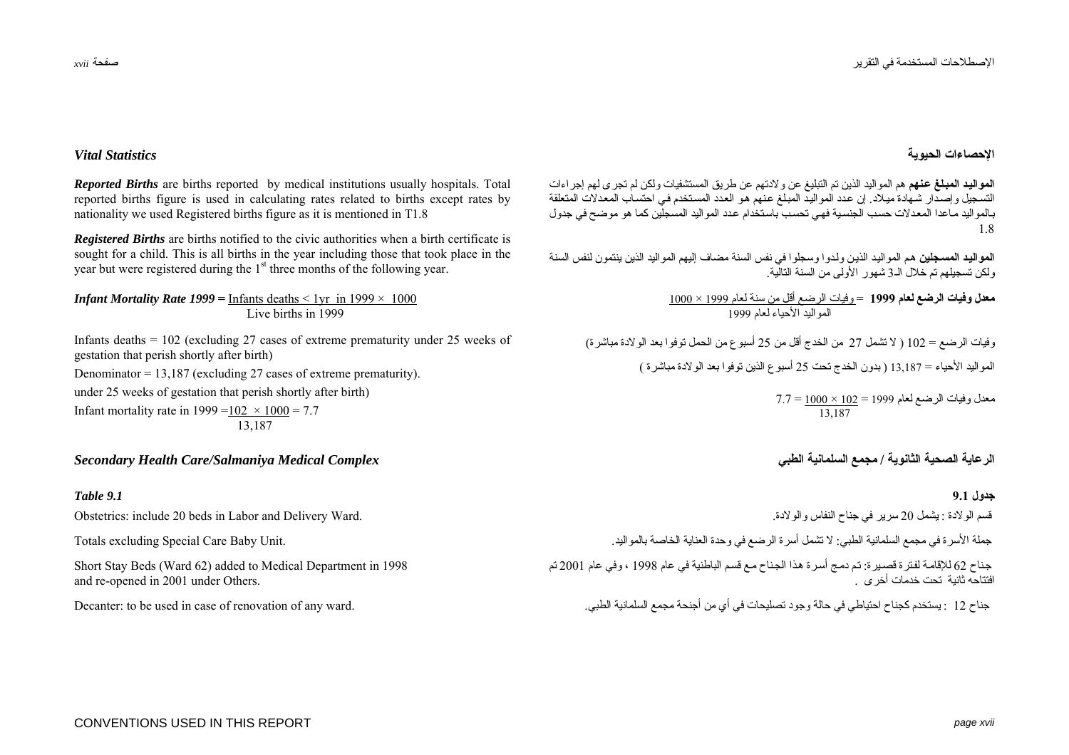## Vital Statistics

***Reported Births*** are births reported by medical institutions usually hospitals. Total reported births figure is used in calculating rates related to births except rates by nationality we used Registered births figure as it is mentioned in T1.8

***Registered Births*** are births notified to the civic authorities when a birth certificate is sought for a child. This is all births in the year including those that took place in the year but were registered during the 1st three months of the following year.

***Infant Mortality Rate 1999*** $= \dfrac{\text{Infants deaths} < 1\text{yr in } 1999 \times 1000}{\text{Live births in } 1999}$

Infants deaths = 102 (excluding 27 cases of extreme prematurity under 25 weeks of gestation that perish shortly after birth)

Denominator = 13,187 (excluding 27 cases of extreme prematurity).

under 25 weeks of gestation that perish shortly after birth)

Infant mortality rate in 1999 $= \dfrac{102 \times 1000}{13{,}187} = 7.7$

## الإحصاءات الحيوية

**المواليد المبلغ عنهم** هم المواليد الذين تم التبليغ عن ولادتهم عن طريق المستشفيات ولكن لم تجرى لهم إجراءات التسجيل وإصدار شهادة ميلاد. إن عدد المواليد المبلغ عنهم هو العدد المستخدم في احتساب المعدلات المتعلقة بالمواليد ماعدا المعدلات حسب الجنسية فهي تحسب باستخدام عدد المواليد المسجلين كما هو موضح في جدول 1.8

**المواليد المسجلين** هم المواليد الذين ولدوا وسجلوا في نفس السنة مضاف إليهم المواليد الذين ينتمون لنفس السنة ولكن تسجيلهم تم خلال الـ3 شهور الأولى من السنة التالية.

**معدل وفيات الرضع لعام 1999** = وفيات الرضع أقل من سنة لعام 1999 × 1000 / المواليد الأحياء لعام 1999

وفيات الرضع = 102 ( لا تشمل 27 من الخدج أقل من 25 أسبوع من الحمل توفوا بعد الولادة مباشرة)

المواليد الأحياء = 13,187 ( بدون الخدج تحت 25 أسبوع الذين توفوا بعد الولادة مباشرة )

معدل وفيات الرضع لعام 1999 = 102 × 1000 / 13,187 = 7.7

## Secondary Health Care/Salmaniya Medical Complex

### Table 9.1

Obstetrics: include 20 beds in Labor and Delivery Ward.

Totals excluding Special Care Baby Unit.

Short Stay Beds (Ward 62) added to Medical Department in 1998 and re-opened in 2001 under Others.

Decanter: to be used in case of renovation of any ward.

## الرعاية الصحية الثانوية / مجمع السلمانية الطبي

### جدول 9.1

قسم الولادة : يشمل 20 سرير في جناح النفاس والولادة.

جملة الأسرة في مجمع السلمانية الطبي: لا تشمل أسرة الرضع في وحدة العناية الخاصة بالمواليد.

جناح 62 للإقامة لفترة قصيرة: تم دمج أسرة هذا الجناح مع قسم الباطنية في عام 1998 ، وفي عام 2001 تم افتتاحه ثانية تحت خدمات أخرى .

جناح 12 : يستخدم كجناح احتياطي في حالة وجود تصليحات في أي من أجنحة مجمع السلمانية الطبي.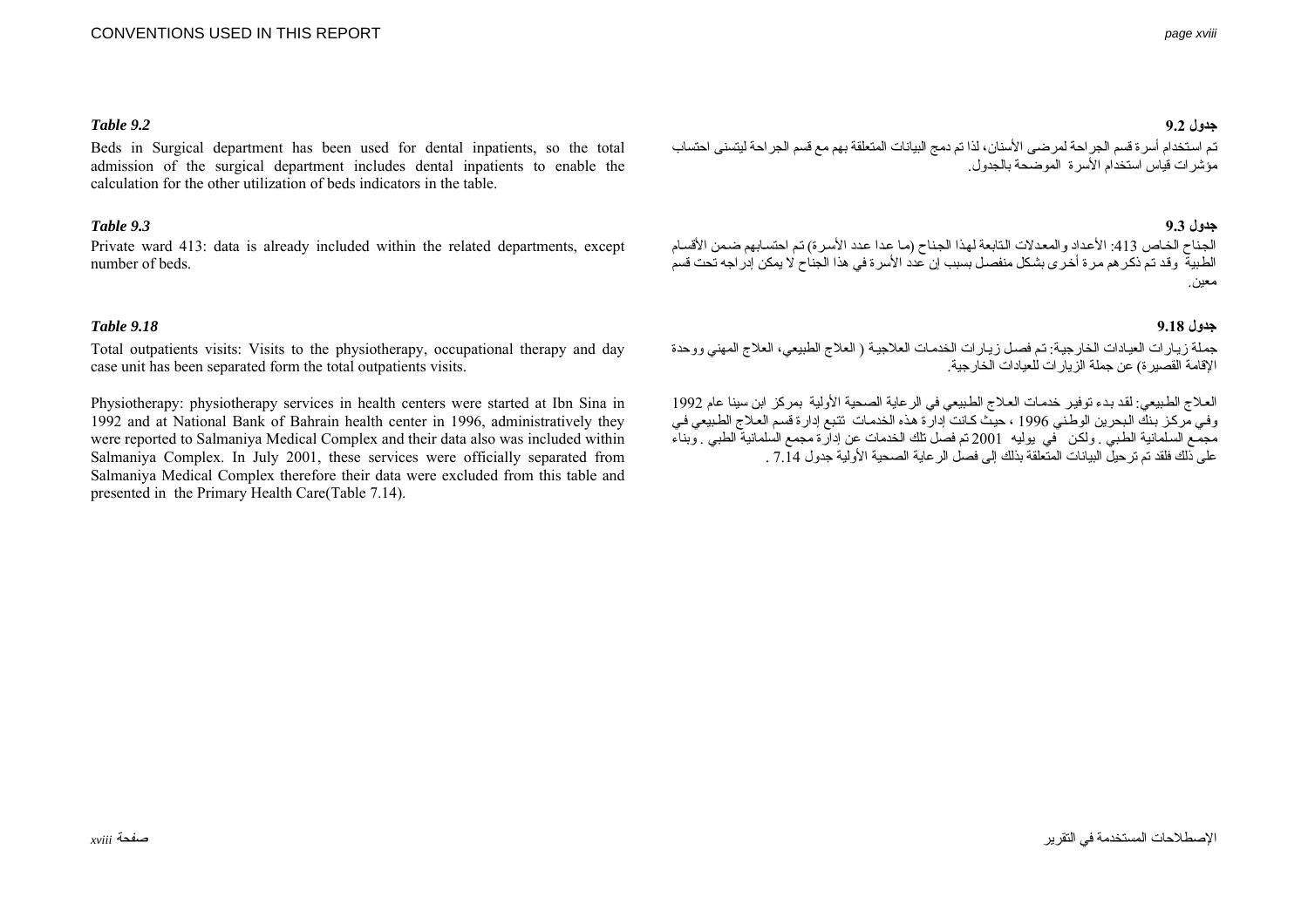### *Table 9.2*

Beds in Surgical department has been used for dental inpatients, so the total admission of the surgical department includes dental inpatients to enable the calculation for the other utilization of beds indicators in the table.

### *Table 9.3*

Private ward 413: data is already included within the related departments, except number of beds.

### *Table 9.18*

Total outpatients visits: Visits to the physiotherapy, occupational therapy and day case unit has been separated form the total outpatients visits.

Physiotherapy: physiotherapy services in health centers were started at Ibn Sina in 1992 and at National Bank of Bahrain health center in 1996, administratively they were reported to Salmaniya Medical Complex and their data also was included within Salmaniya Complex. In July 2001, these services were officially separated from Salmaniya Medical Complex therefore their data were excluded from this table and presented in the Primary Health Care(Table 7.14).

### **جدول 9.2**

تم استخدام أسرة قسم الجراحة لمرضى الأسنان، لذا تم دمج البيانات المتعلقة بهم مع قسم الجراحة ليتسنى احتساب مؤشرات قياس استخدام الأسرة الموضحة بالجدول.

### **جدول 9.3**

الجناح الخاص 413: الأعداد والمعدلات التابعة لهذا الجناح (ما عدا عدد الأسرة) تم احتسابهم ضمن الأقسام الطبية وقد تم ذكرهم مرة أخرى بشكل منفصل بسبب إن عدد الأسرة في هذا الجناح لا يمكن إدراجه تحت قسم معين.

### **جدول 9.18**

جملة زيارات العيادات الخارجية: تم فصل زيارات الخدمات العلاجية ( العلاج الطبيعي، العلاج المهني ووحدة الإقامة القصيرة) عن جملة الزيارات للعيادات الخارجية.

العلاج الطبيعي: لقد بدء توفير خدمات العلاج الطبيعي في الرعاية الصحية الأولية بمركز ابن سينا عام 1992 وفي مركز بنك البحرين الوطني 1996 ، حيث كانت إدارة هذه الخدمات تتبع إدارة قسم العلاج الطبيعي في مجمع السلمانية الطبي . ولكن في يوليه 2001 تم فصل تلك الخدمات عن إدارة مجمع السلمانية الطبي . وبناء على ذلك فقد تم ترحيل البيانات المتعلقة بذلك إلى فصل الرعاية الصحية الأولية جدول 7.14 .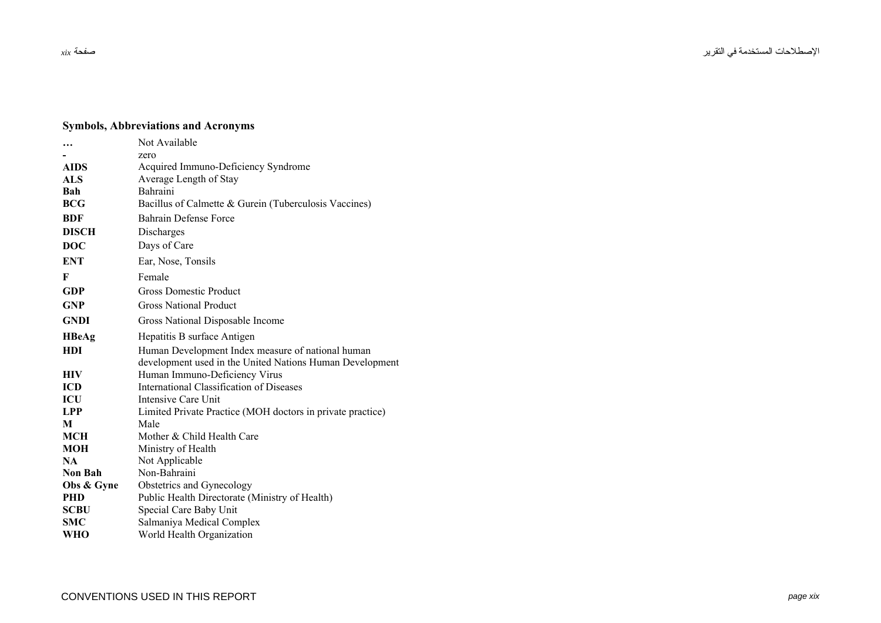### Symbols, Abbreviations and Acronyms

| | |
|---|---|
| **…** | Not Available |
| **-** | zero |
| **AIDS** | Acquired Immuno-Deficiency Syndrome |
| **ALS** | Average Length of Stay |
| **Bah** | Bahraini |
| **BCG** | Bacillus of Calmette & Gurein (Tuberculosis Vaccines) |
| **BDF** | Bahrain Defense Force |
| **DISCH** | Discharges |
| **DOC** | Days of Care |
| **ENT** | Ear, Nose, Tonsils |
| **F** | Female |
| **GDP** | Gross Domestic Product |
| **GNP** | Gross National Product |
| **GNDI** | Gross National Disposable Income |
| **HBeAg** | Hepatitis B surface Antigen |
| **HDI** | Human Development Index measure of national human development used in the United Nations Human Development |
| **HIV** | Human Immuno-Deficiency Virus |
| **ICD** | International Classification of Diseases |
| **ICU** | Intensive Care Unit |
| **LPP** | Limited Private Practice (MOH doctors in private practice) |
| **M** | Male |
| **MCH** | Mother & Child Health Care |
| **MOH** | Ministry of Health |
| **NA** | Not Applicable |
| **Non Bah** | Non-Bahraini |
| **Obs & Gyne** | Obstetrics and Gynecology |
| **PHD** | Public Health Directorate (Ministry of Health) |
| **SCBU** | Special Care Baby Unit |
| **SMC** | Salmaniya Medical Complex |
| **WHO** | World Health Organization |